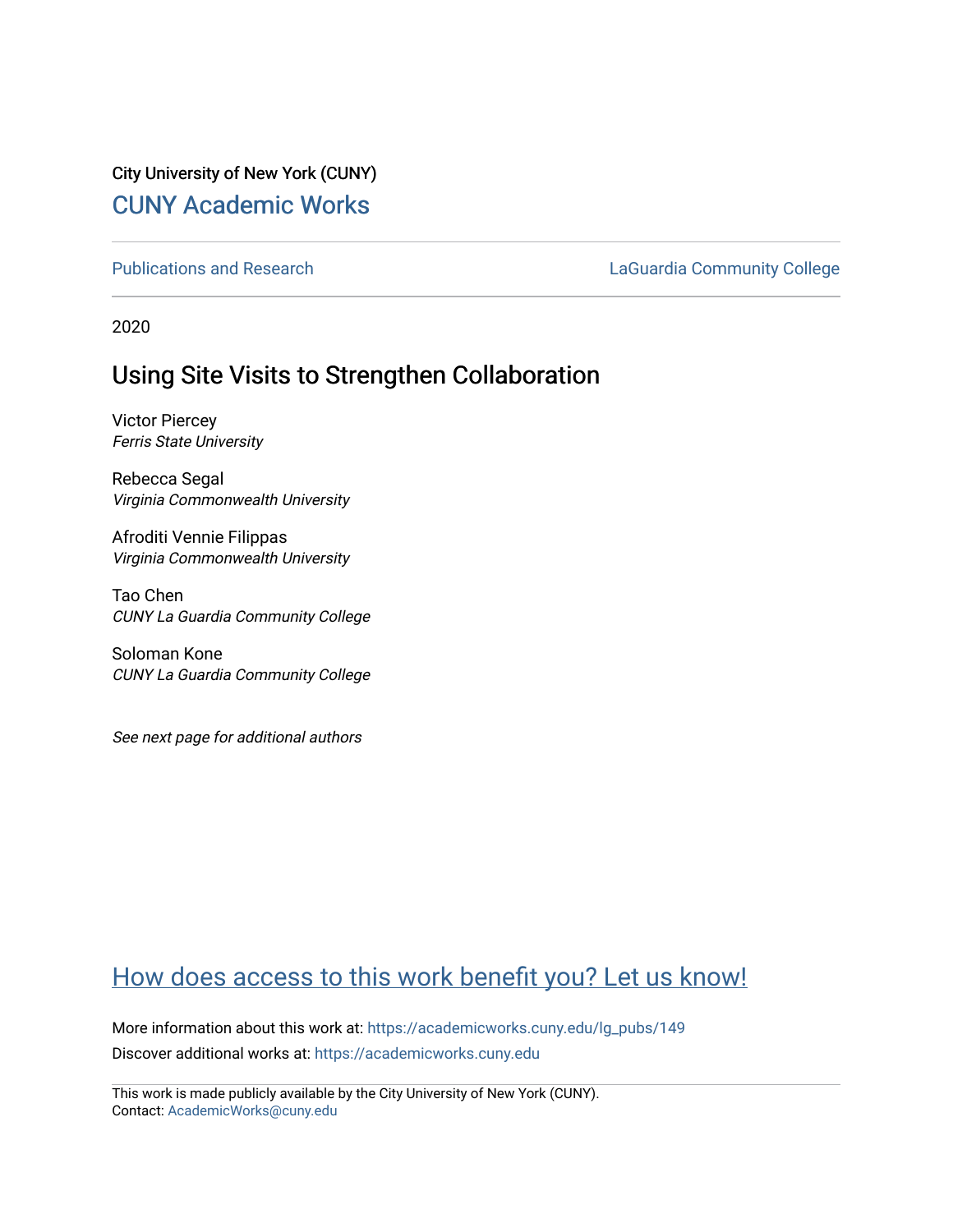City University of New York (CUNY)

CUNY Academic Works

Publications and Research

LaGuardia Community College

2020

# Using Site Visits to Strengthen Collaboration

Victor Piercey
*Ferris State University*

Rebecca Segal
*Virginia Commonwealth University*

Afroditi Vennie Filippas
*Virginia Commonwealth University*

Tao Chen
*CUNY La Guardia Community College*

Soloman Kone
*CUNY La Guardia Community College*

*See next page for additional authors*

How does access to this work benefit you? Let us know!

More information about this work at: https://academicworks.cuny.edu/lg_pubs/149

Discover additional works at: https://academicworks.cuny.edu

This work is made publicly available by the City University of New York (CUNY).
Contact: AcademicWorks@cuny.edu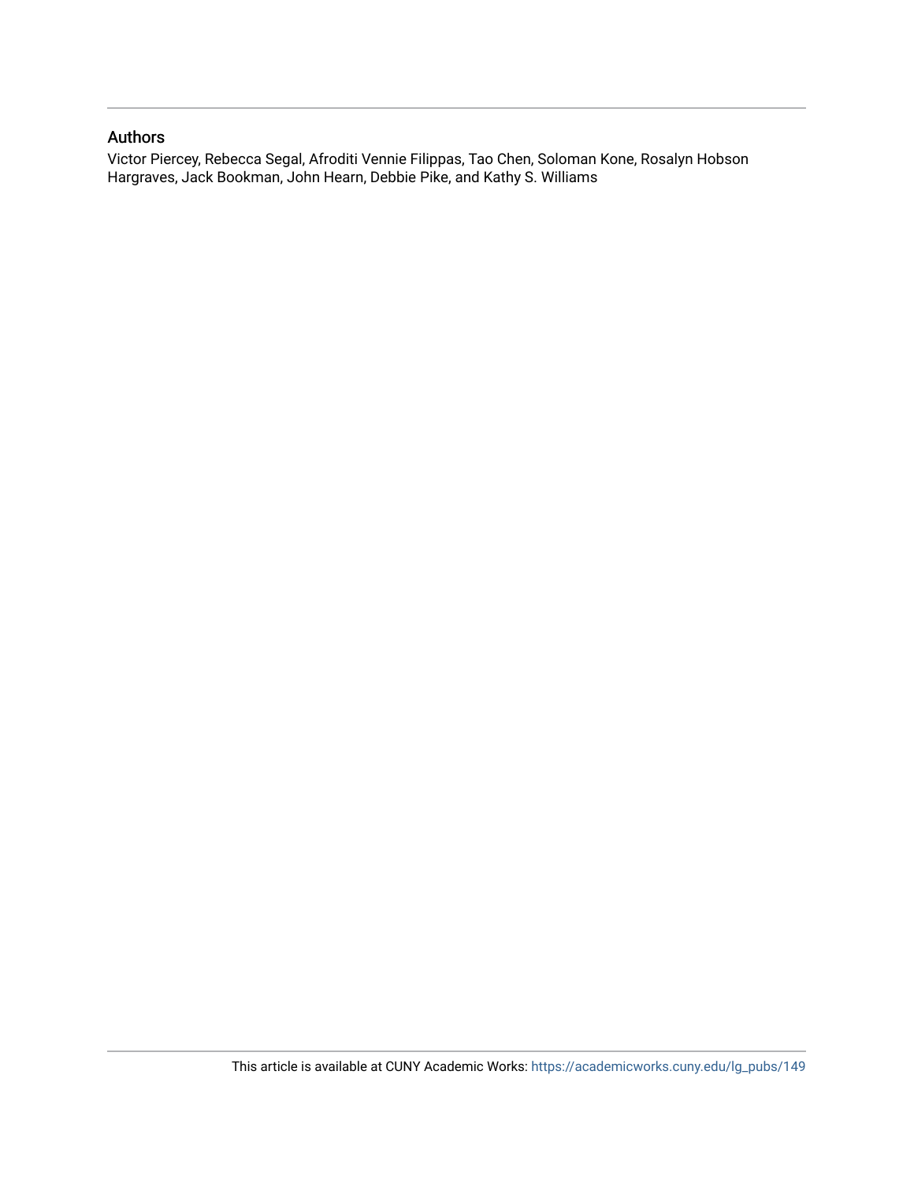## Authors

Victor Piercey, Rebecca Segal, Afroditi Vennie Filippas, Tao Chen, Soloman Kone, Rosalyn Hobson Hargraves, Jack Bookman, John Hearn, Debbie Pike, and Kathy S. Williams

This article is available at CUNY Academic Works: https://academicworks.cuny.edu/lg_pubs/149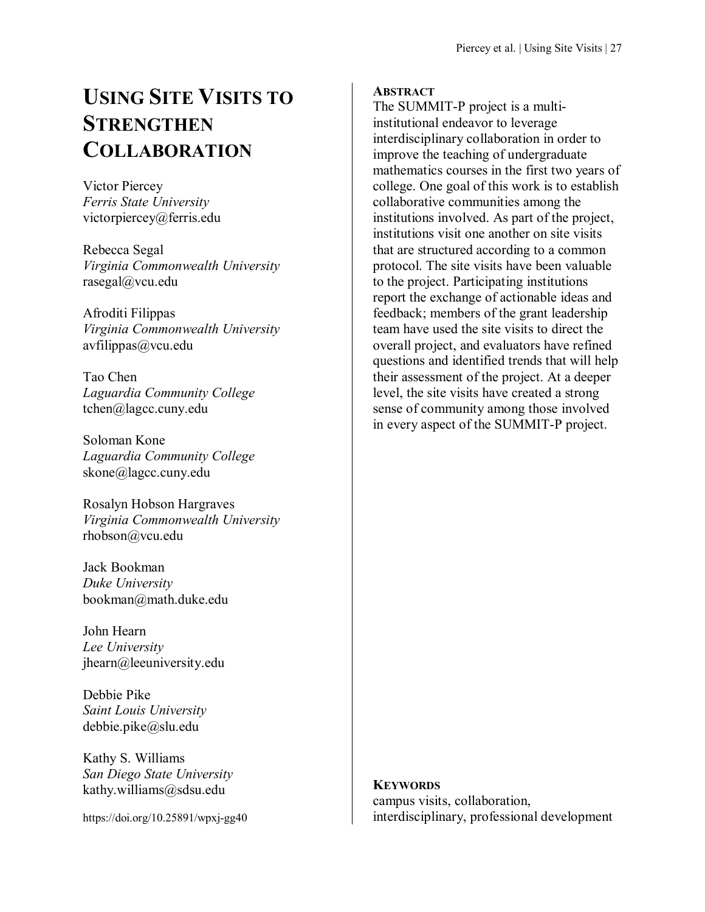# Using Site Visits to Strengthen Collaboration

Victor Piercey
*Ferris State University*
victorpiercey@ferris.edu

Rebecca Segal
*Virginia Commonwealth University*
rasegal@vcu.edu

Afroditi Filippas
*Virginia Commonwealth University*
avfilippas@vcu.edu

Tao Chen
*Laguardia Community College*
tchen@lagcc.cuny.edu

Soloman Kone
*Laguardia Community College*
skone@lagcc.cuny.edu

Rosalyn Hobson Hargraves
*Virginia Commonwealth University*
rhobson@vcu.edu

Jack Bookman
*Duke University*
bookman@math.duke.edu

John Hearn
*Lee University*
jhearn@leeuniversity.edu

Debbie Pike
*Saint Louis University*
debbie.pike@slu.edu

Kathy S. Williams
*San Diego State University*
kathy.williams@sdsu.edu

https://doi.org/10.25891/wpxj-gg40

## Abstract

The SUMMIT-P project is a multi-institutional endeavor to leverage interdisciplinary collaboration in order to improve the teaching of undergraduate mathematics courses in the first two years of college. One goal of this work is to establish collaborative communities among the institutions involved. As part of the project, institutions visit one another on site visits that are structured according to a common protocol. The site visits have been valuable to the project. Participating institutions report the exchange of actionable ideas and feedback; members of the grant leadership team have used the site visits to direct the overall project, and evaluators have refined questions and identified trends that will help their assessment of the project. At a deeper level, the site visits have created a strong sense of community among those involved in every aspect of the SUMMIT-P project.

## Keywords

campus visits, collaboration, interdisciplinary, professional development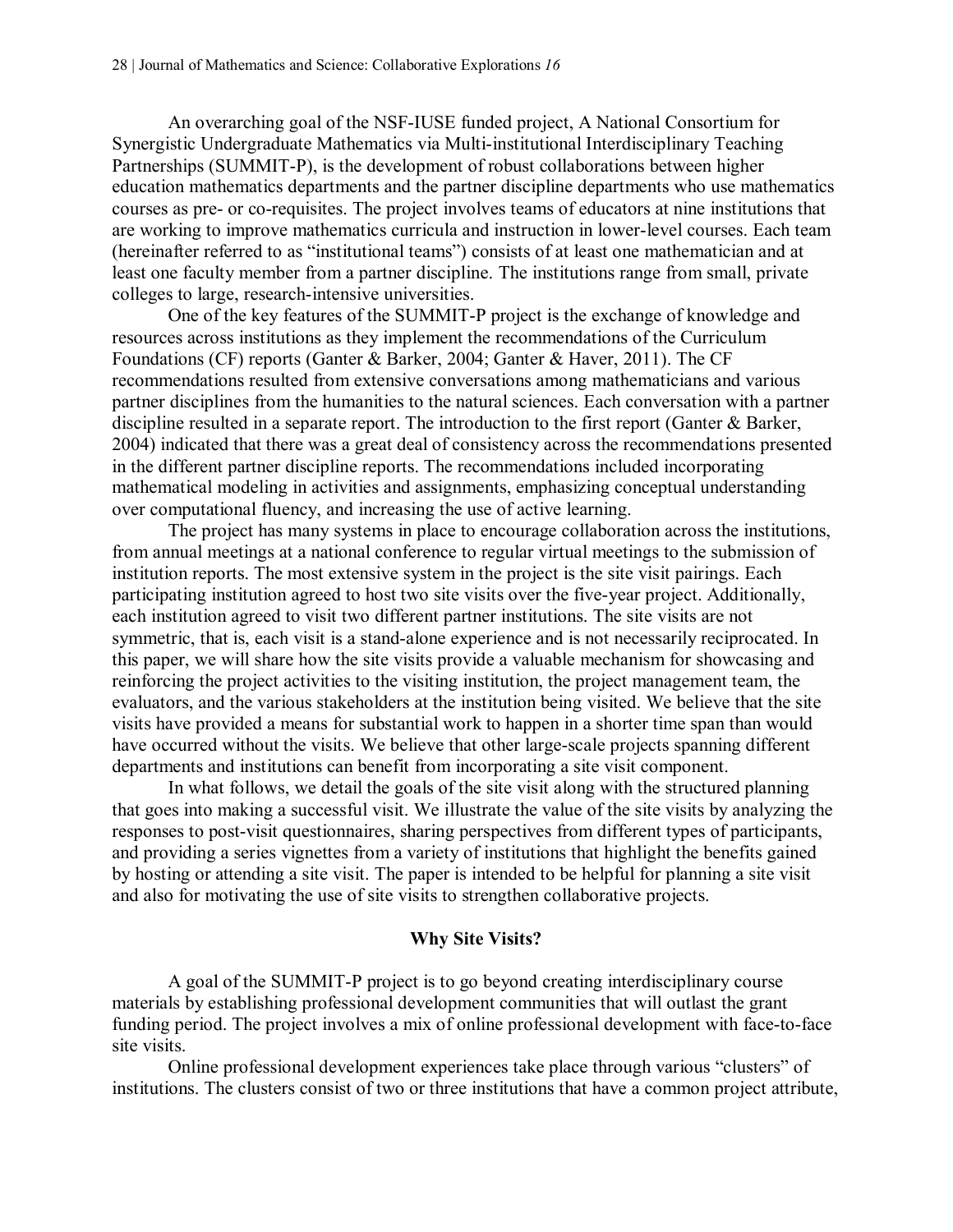An overarching goal of the NSF-IUSE funded project, A National Consortium for Synergistic Undergraduate Mathematics via Multi-institutional Interdisciplinary Teaching Partnerships (SUMMIT-P), is the development of robust collaborations between higher education mathematics departments and the partner discipline departments who use mathematics courses as pre- or co-requisites. The project involves teams of educators at nine institutions that are working to improve mathematics curricula and instruction in lower-level courses. Each team (hereinafter referred to as "institutional teams") consists of at least one mathematician and at least one faculty member from a partner discipline. The institutions range from small, private colleges to large, research-intensive universities.

One of the key features of the SUMMIT-P project is the exchange of knowledge and resources across institutions as they implement the recommendations of the Curriculum Foundations (CF) reports (Ganter & Barker, 2004; Ganter & Haver, 2011). The CF recommendations resulted from extensive conversations among mathematicians and various partner disciplines from the humanities to the natural sciences. Each conversation with a partner discipline resulted in a separate report. The introduction to the first report (Ganter & Barker, 2004) indicated that there was a great deal of consistency across the recommendations presented in the different partner discipline reports. The recommendations included incorporating mathematical modeling in activities and assignments, emphasizing conceptual understanding over computational fluency, and increasing the use of active learning.

The project has many systems in place to encourage collaboration across the institutions, from annual meetings at a national conference to regular virtual meetings to the submission of institution reports. The most extensive system in the project is the site visit pairings. Each participating institution agreed to host two site visits over the five-year project. Additionally, each institution agreed to visit two different partner institutions. The site visits are not symmetric, that is, each visit is a stand-alone experience and is not necessarily reciprocated. In this paper, we will share how the site visits provide a valuable mechanism for showcasing and reinforcing the project activities to the visiting institution, the project management team, the evaluators, and the various stakeholders at the institution being visited. We believe that the site visits have provided a means for substantial work to happen in a shorter time span than would have occurred without the visits. We believe that other large-scale projects spanning different departments and institutions can benefit from incorporating a site visit component.

In what follows, we detail the goals of the site visit along with the structured planning that goes into making a successful visit. We illustrate the value of the site visits by analyzing the responses to post-visit questionnaires, sharing perspectives from different types of participants, and providing a series vignettes from a variety of institutions that highlight the benefits gained by hosting or attending a site visit. The paper is intended to be helpful for planning a site visit and also for motivating the use of site visits to strengthen collaborative projects.

## Why Site Visits?

A goal of the SUMMIT-P project is to go beyond creating interdisciplinary course materials by establishing professional development communities that will outlast the grant funding period. The project involves a mix of online professional development with face-to-face site visits.

Online professional development experiences take place through various "clusters" of institutions. The clusters consist of two or three institutions that have a common project attribute,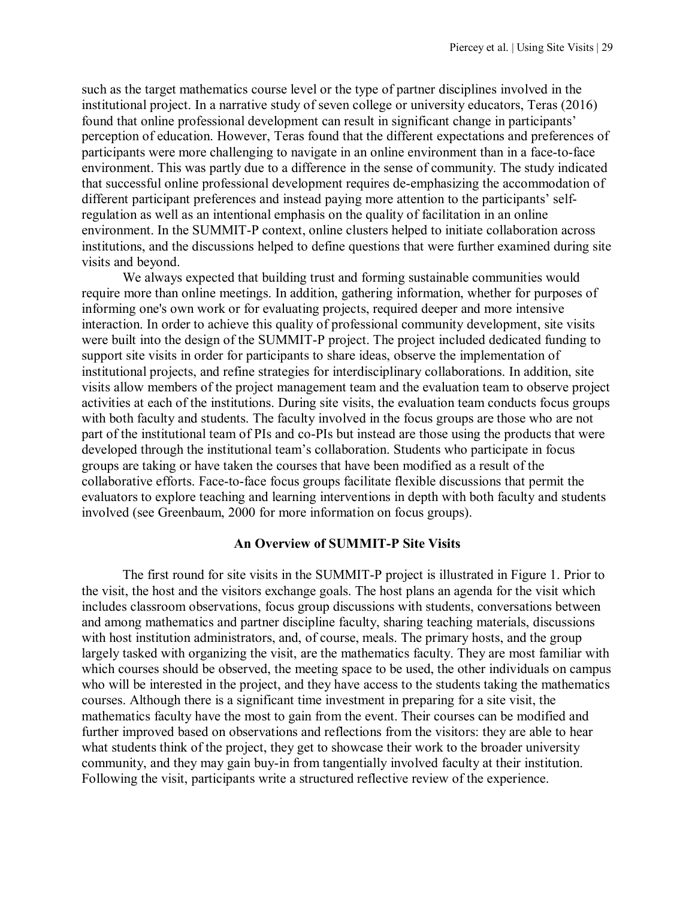such as the target mathematics course level or the type of partner disciplines involved in the institutional project. In a narrative study of seven college or university educators, Teras (2016) found that online professional development can result in significant change in participants' perception of education. However, Teras found that the different expectations and preferences of participants were more challenging to navigate in an online environment than in a face-to-face environment. This was partly due to a difference in the sense of community. The study indicated that successful online professional development requires de-emphasizing the accommodation of different participant preferences and instead paying more attention to the participants' self-regulation as well as an intentional emphasis on the quality of facilitation in an online environment. In the SUMMIT-P context, online clusters helped to initiate collaboration across institutions, and the discussions helped to define questions that were further examined during site visits and beyond.

We always expected that building trust and forming sustainable communities would require more than online meetings. In addition, gathering information, whether for purposes of informing one's own work or for evaluating projects, required deeper and more intensive interaction. In order to achieve this quality of professional community development, site visits were built into the design of the SUMMIT-P project. The project included dedicated funding to support site visits in order for participants to share ideas, observe the implementation of institutional projects, and refine strategies for interdisciplinary collaborations. In addition, site visits allow members of the project management team and the evaluation team to observe project activities at each of the institutions. During site visits, the evaluation team conducts focus groups with both faculty and students. The faculty involved in the focus groups are those who are not part of the institutional team of PIs and co-PIs but instead are those using the products that were developed through the institutional team's collaboration. Students who participate in focus groups are taking or have taken the courses that have been modified as a result of the collaborative efforts. Face-to-face focus groups facilitate flexible discussions that permit the evaluators to explore teaching and learning interventions in depth with both faculty and students involved (see Greenbaum, 2000 for more information on focus groups).

## An Overview of SUMMIT-P Site Visits

The first round for site visits in the SUMMIT-P project is illustrated in Figure 1. Prior to the visit, the host and the visitors exchange goals. The host plans an agenda for the visit which includes classroom observations, focus group discussions with students, conversations between and among mathematics and partner discipline faculty, sharing teaching materials, discussions with host institution administrators, and, of course, meals. The primary hosts, and the group largely tasked with organizing the visit, are the mathematics faculty. They are most familiar with which courses should be observed, the meeting space to be used, the other individuals on campus who will be interested in the project, and they have access to the students taking the mathematics courses. Although there is a significant time investment in preparing for a site visit, the mathematics faculty have the most to gain from the event. Their courses can be modified and further improved based on observations and reflections from the visitors: they are able to hear what students think of the project, they get to showcase their work to the broader university community, and they may gain buy-in from tangentially involved faculty at their institution. Following the visit, participants write a structured reflective review of the experience.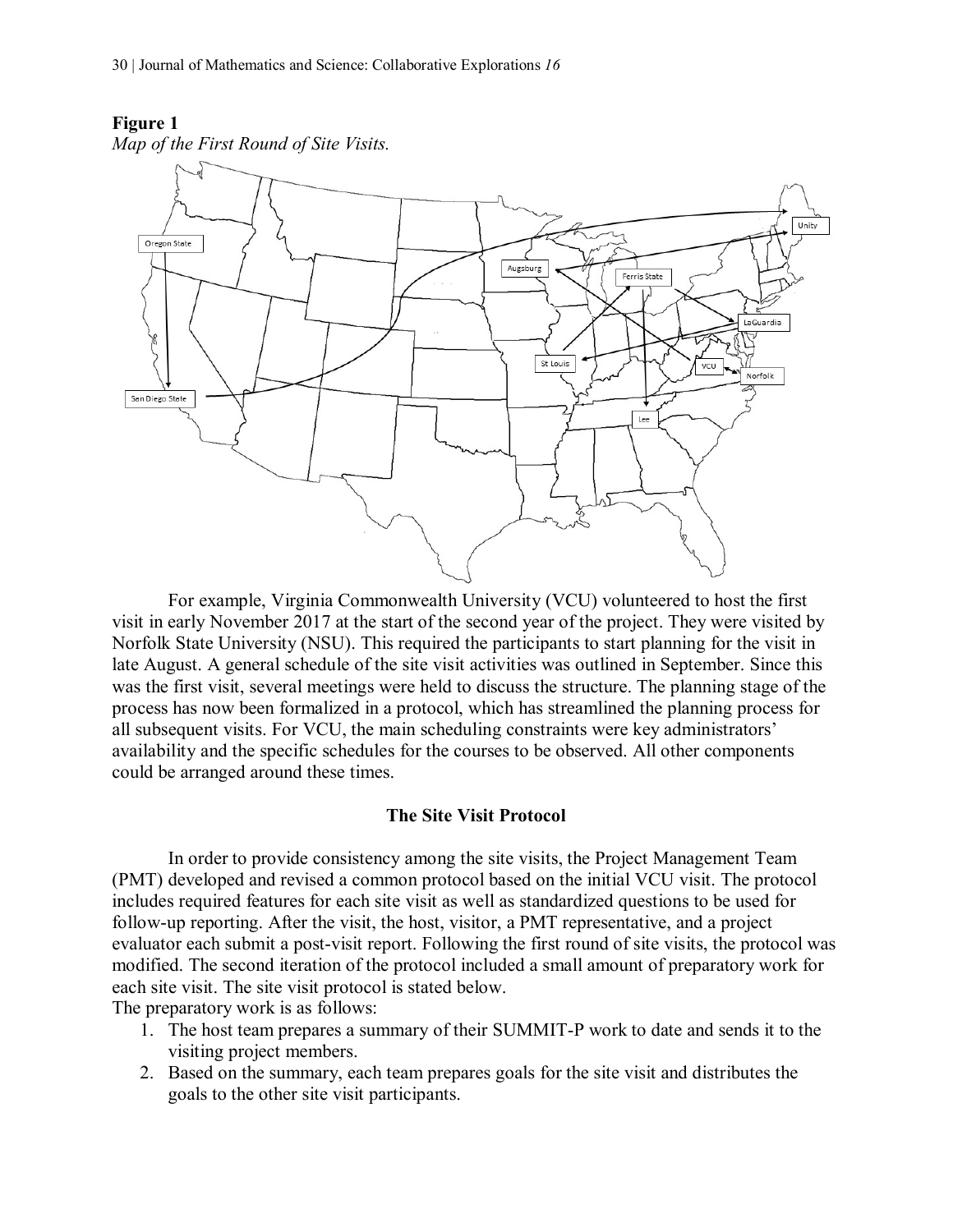**Figure 1**

*Map of the First Round of Site Visits.*

For example, Virginia Commonwealth University (VCU) volunteered to host the first visit in early November 2017 at the start of the second year of the project. They were visited by Norfolk State University (NSU). This required the participants to start planning for the visit in late August. A general schedule of the site visit activities was outlined in September. Since this was the first visit, several meetings were held to discuss the structure. The planning stage of the process has now been formalized in a protocol, which has streamlined the planning process for all subsequent visits. For VCU, the main scheduling constraints were key administrators' availability and the specific schedules for the courses to be observed. All other components could be arranged around these times.

## The Site Visit Protocol

In order to provide consistency among the site visits, the Project Management Team (PMT) developed and revised a common protocol based on the initial VCU visit. The protocol includes required features for each site visit as well as standardized questions to be used for follow-up reporting. After the visit, the host, visitor, a PMT representative, and a project evaluator each submit a post-visit report. Following the first round of site visits, the protocol was modified. The second iteration of the protocol included a small amount of preparatory work for each site visit. The site visit protocol is stated below.

The preparatory work is as follows:

1. The host team prepares a summary of their SUMMIT-P work to date and sends it to the visiting project members.
2. Based on the summary, each team prepares goals for the site visit and distributes the goals to the other site visit participants.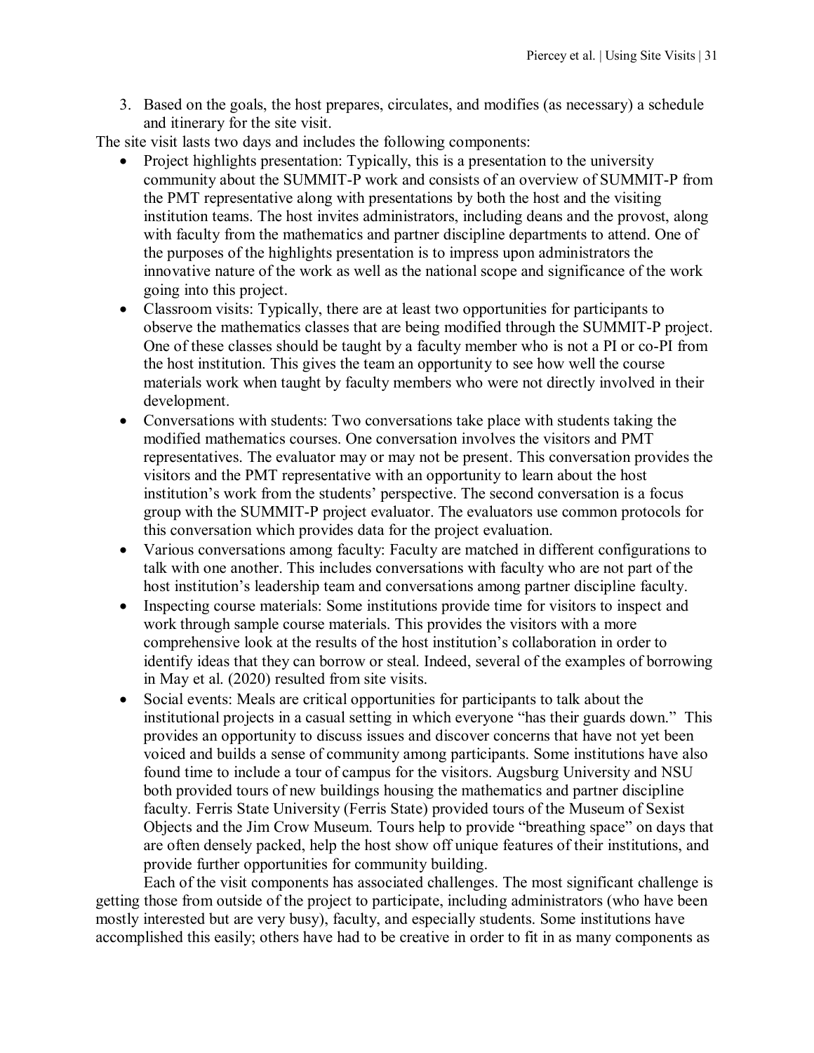3. Based on the goals, the host prepares, circulates, and modifies (as necessary) a schedule and itinerary for the site visit.

The site visit lasts two days and includes the following components:

- Project highlights presentation: Typically, this is a presentation to the university community about the SUMMIT-P work and consists of an overview of SUMMIT-P from the PMT representative along with presentations by both the host and the visiting institution teams. The host invites administrators, including deans and the provost, along with faculty from the mathematics and partner discipline departments to attend. One of the purposes of the highlights presentation is to impress upon administrators the innovative nature of the work as well as the national scope and significance of the work going into this project.
- Classroom visits: Typically, there are at least two opportunities for participants to observe the mathematics classes that are being modified through the SUMMIT-P project. One of these classes should be taught by a faculty member who is not a PI or co-PI from the host institution. This gives the team an opportunity to see how well the course materials work when taught by faculty members who were not directly involved in their development.
- Conversations with students: Two conversations take place with students taking the modified mathematics courses. One conversation involves the visitors and PMT representatives. The evaluator may or may not be present. This conversation provides the visitors and the PMT representative with an opportunity to learn about the host institution's work from the students' perspective. The second conversation is a focus group with the SUMMIT-P project evaluator. The evaluators use common protocols for this conversation which provides data for the project evaluation.
- Various conversations among faculty: Faculty are matched in different configurations to talk with one another. This includes conversations with faculty who are not part of the host institution's leadership team and conversations among partner discipline faculty.
- Inspecting course materials: Some institutions provide time for visitors to inspect and work through sample course materials. This provides the visitors with a more comprehensive look at the results of the host institution's collaboration in order to identify ideas that they can borrow or steal. Indeed, several of the examples of borrowing in May et al. (2020) resulted from site visits.
- Social events: Meals are critical opportunities for participants to talk about the institutional projects in a casual setting in which everyone "has their guards down." This provides an opportunity to discuss issues and discover concerns that have not yet been voiced and builds a sense of community among participants. Some institutions have also found time to include a tour of campus for the visitors. Augsburg University and NSU both provided tours of new buildings housing the mathematics and partner discipline faculty. Ferris State University (Ferris State) provided tours of the Museum of Sexist Objects and the Jim Crow Museum. Tours help to provide "breathing space" on days that are often densely packed, help the host show off unique features of their institutions, and provide further opportunities for community building.

Each of the visit components has associated challenges. The most significant challenge is getting those from outside of the project to participate, including administrators (who have been mostly interested but are very busy), faculty, and especially students. Some institutions have accomplished this easily; others have had to be creative in order to fit in as many components as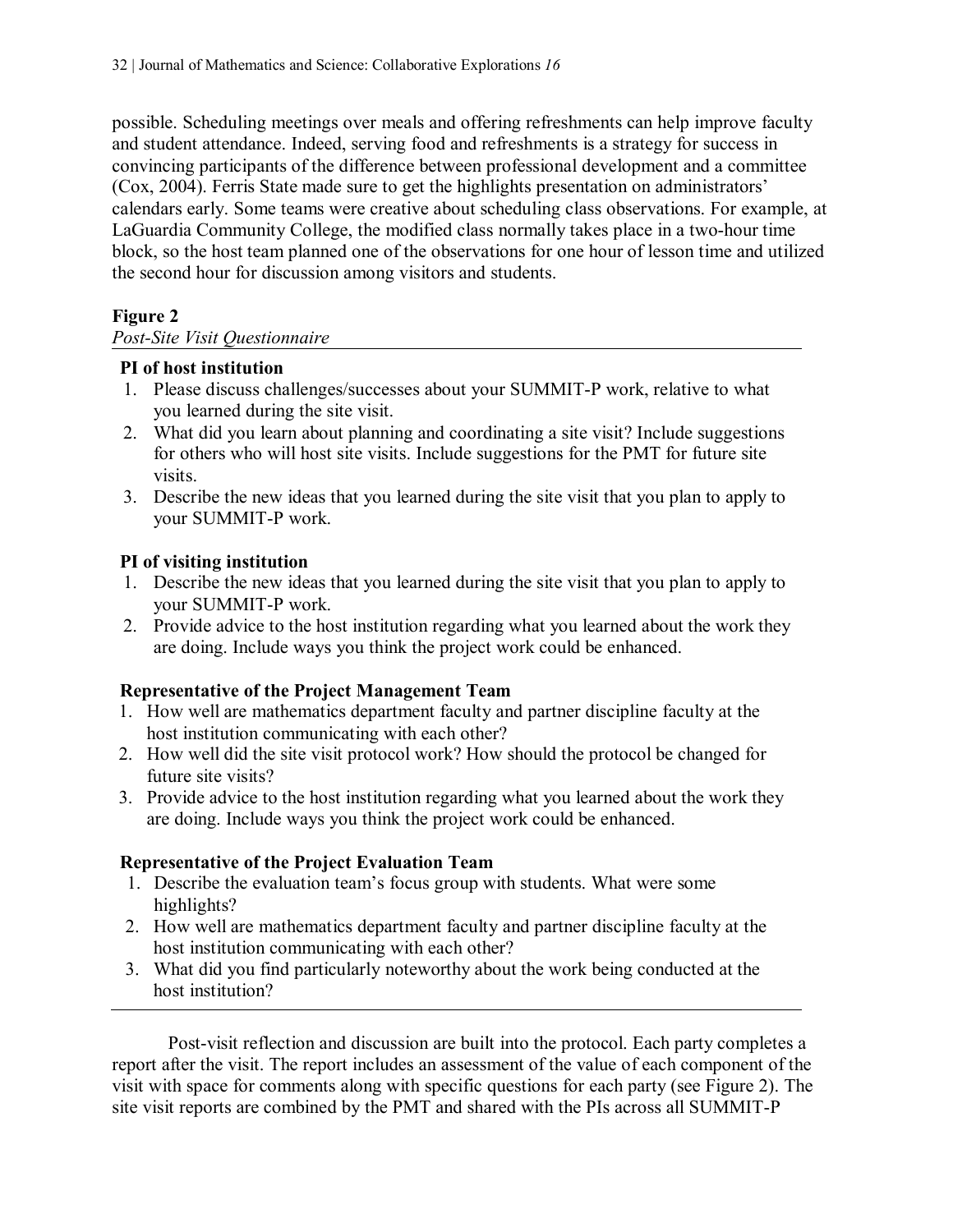possible. Scheduling meetings over meals and offering refreshments can help improve faculty and student attendance. Indeed, serving food and refreshments is a strategy for success in convincing participants of the difference between professional development and a committee (Cox, 2004). Ferris State made sure to get the highlights presentation on administrators' calendars early. Some teams were creative about scheduling class observations. For example, at LaGuardia Community College, the modified class normally takes place in a two-hour time block, so the host team planned one of the observations for one hour of lesson time and utilized the second hour for discussion among visitors and students.

**Figure 2**

*Post-Site Visit Questionnaire*

**PI of host institution**

1. Please discuss challenges/successes about your SUMMIT-P work, relative to what you learned during the site visit.
2. What did you learn about planning and coordinating a site visit? Include suggestions for others who will host site visits. Include suggestions for the PMT for future site visits.
3. Describe the new ideas that you learned during the site visit that you plan to apply to your SUMMIT-P work.

**PI of visiting institution**

1. Describe the new ideas that you learned during the site visit that you plan to apply to your SUMMIT-P work.
2. Provide advice to the host institution regarding what you learned about the work they are doing. Include ways you think the project work could be enhanced.

**Representative of the Project Management Team**

1. How well are mathematics department faculty and partner discipline faculty at the host institution communicating with each other?
2. How well did the site visit protocol work? How should the protocol be changed for future site visits?
3. Provide advice to the host institution regarding what you learned about the work they are doing. Include ways you think the project work could be enhanced.

**Representative of the Project Evaluation Team**

1. Describe the evaluation team's focus group with students. What were some highlights?
2. How well are mathematics department faculty and partner discipline faculty at the host institution communicating with each other?
3. What did you find particularly noteworthy about the work being conducted at the host institution?

Post-visit reflection and discussion are built into the protocol. Each party completes a report after the visit. The report includes an assessment of the value of each component of the visit with space for comments along with specific questions for each party (see Figure 2). The site visit reports are combined by the PMT and shared with the PIs across all SUMMIT-P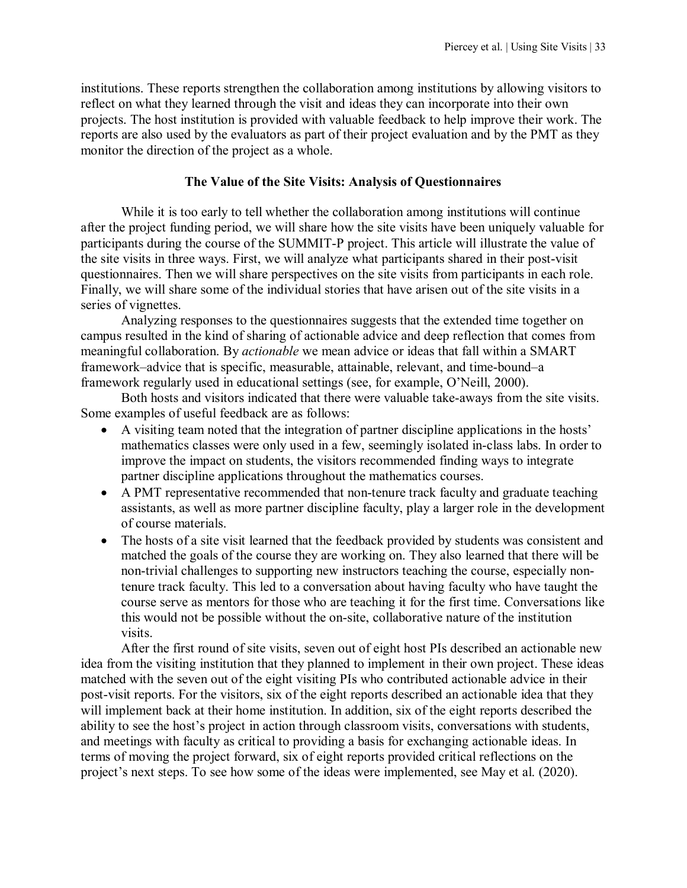institutions. These reports strengthen the collaboration among institutions by allowing visitors to reflect on what they learned through the visit and ideas they can incorporate into their own projects. The host institution is provided with valuable feedback to help improve their work. The reports are also used by the evaluators as part of their project evaluation and by the PMT as they monitor the direction of the project as a whole.

## The Value of the Site Visits: Analysis of Questionnaires

While it is too early to tell whether the collaboration among institutions will continue after the project funding period, we will share how the site visits have been uniquely valuable for participants during the course of the SUMMIT-P project. This article will illustrate the value of the site visits in three ways. First, we will analyze what participants shared in their post-visit questionnaires. Then we will share perspectives on the site visits from participants in each role. Finally, we will share some of the individual stories that have arisen out of the site visits in a series of vignettes.

Analyzing responses to the questionnaires suggests that the extended time together on campus resulted in the kind of sharing of actionable advice and deep reflection that comes from meaningful collaboration. By *actionable* we mean advice or ideas that fall within a SMART framework–advice that is specific, measurable, attainable, relevant, and time-bound–a framework regularly used in educational settings (see, for example, O'Neill, 2000).

Both hosts and visitors indicated that there were valuable take-aways from the site visits. Some examples of useful feedback are as follows:

- A visiting team noted that the integration of partner discipline applications in the hosts' mathematics classes were only used in a few, seemingly isolated in-class labs. In order to improve the impact on students, the visitors recommended finding ways to integrate partner discipline applications throughout the mathematics courses.
- A PMT representative recommended that non-tenure track faculty and graduate teaching assistants, as well as more partner discipline faculty, play a larger role in the development of course materials.
- The hosts of a site visit learned that the feedback provided by students was consistent and matched the goals of the course they are working on. They also learned that there will be non-trivial challenges to supporting new instructors teaching the course, especially non-tenure track faculty. This led to a conversation about having faculty who have taught the course serve as mentors for those who are teaching it for the first time. Conversations like this would not be possible without the on-site, collaborative nature of the institution visits.

After the first round of site visits, seven out of eight host PIs described an actionable new idea from the visiting institution that they planned to implement in their own project. These ideas matched with the seven out of the eight visiting PIs who contributed actionable advice in their post-visit reports. For the visitors, six of the eight reports described an actionable idea that they will implement back at their home institution. In addition, six of the eight reports described the ability to see the host's project in action through classroom visits, conversations with students, and meetings with faculty as critical to providing a basis for exchanging actionable ideas. In terms of moving the project forward, six of eight reports provided critical reflections on the project's next steps. To see how some of the ideas were implemented, see May et al. (2020).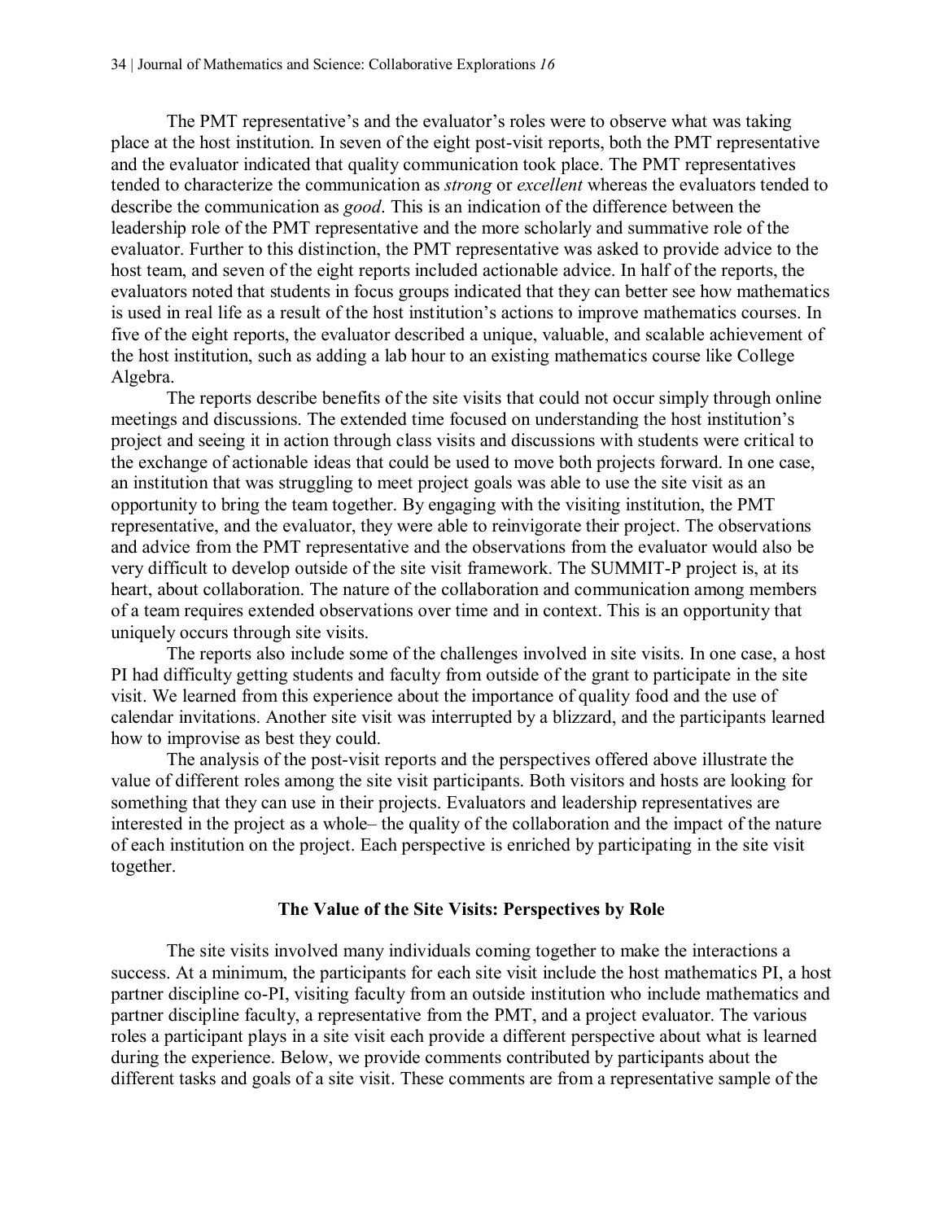The PMT representative's and the evaluator's roles were to observe what was taking place at the host institution. In seven of the eight post-visit reports, both the PMT representative and the evaluator indicated that quality communication took place. The PMT representatives tended to characterize the communication as *strong* or *excellent* whereas the evaluators tended to describe the communication as *good*. This is an indication of the difference between the leadership role of the PMT representative and the more scholarly and summative role of the evaluator. Further to this distinction, the PMT representative was asked to provide advice to the host team, and seven of the eight reports included actionable advice. In half of the reports, the evaluators noted that students in focus groups indicated that they can better see how mathematics is used in real life as a result of the host institution's actions to improve mathematics courses. In five of the eight reports, the evaluator described a unique, valuable, and scalable achievement of the host institution, such as adding a lab hour to an existing mathematics course like College Algebra.

The reports describe benefits of the site visits that could not occur simply through online meetings and discussions. The extended time focused on understanding the host institution's project and seeing it in action through class visits and discussions with students were critical to the exchange of actionable ideas that could be used to move both projects forward. In one case, an institution that was struggling to meet project goals was able to use the site visit as an opportunity to bring the team together. By engaging with the visiting institution, the PMT representative, and the evaluator, they were able to reinvigorate their project. The observations and advice from the PMT representative and the observations from the evaluator would also be very difficult to develop outside of the site visit framework. The SUMMIT-P project is, at its heart, about collaboration. The nature of the collaboration and communication among members of a team requires extended observations over time and in context. This is an opportunity that uniquely occurs through site visits.

The reports also include some of the challenges involved in site visits. In one case, a host PI had difficulty getting students and faculty from outside of the grant to participate in the site visit. We learned from this experience about the importance of quality food and the use of calendar invitations. Another site visit was interrupted by a blizzard, and the participants learned how to improvise as best they could.

The analysis of the post-visit reports and the perspectives offered above illustrate the value of different roles among the site visit participants. Both visitors and hosts are looking for something that they can use in their projects. Evaluators and leadership representatives are interested in the project as a whole– the quality of the collaboration and the impact of the nature of each institution on the project. Each perspective is enriched by participating in the site visit together.

## The Value of the Site Visits: Perspectives by Role

The site visits involved many individuals coming together to make the interactions a success. At a minimum, the participants for each site visit include the host mathematics PI, a host partner discipline co-PI, visiting faculty from an outside institution who include mathematics and partner discipline faculty, a representative from the PMT, and a project evaluator. The various roles a participant plays in a site visit each provide a different perspective about what is learned during the experience. Below, we provide comments contributed by participants about the different tasks and goals of a site visit. These comments are from a representative sample of the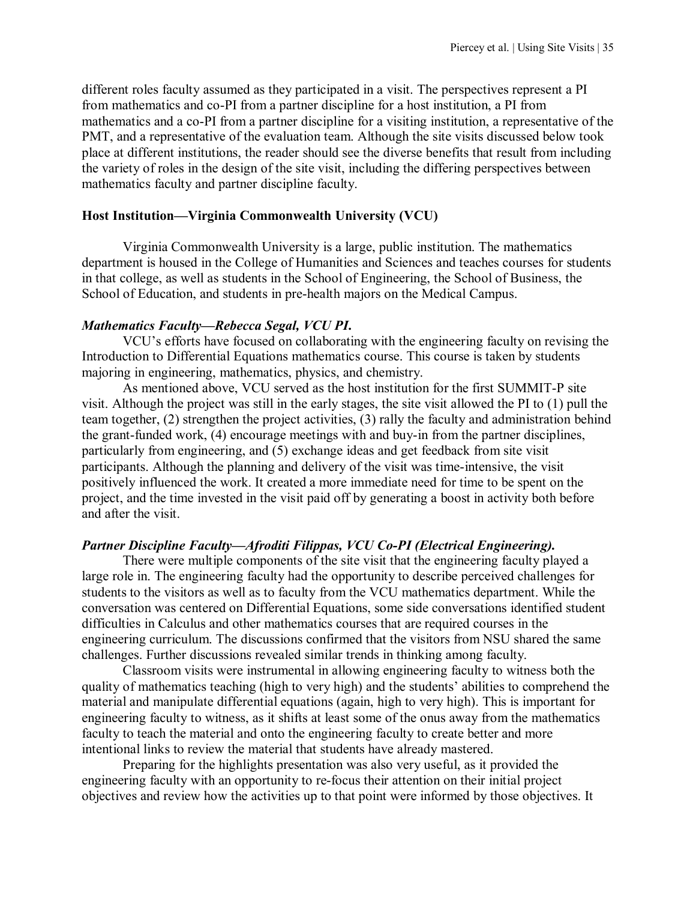different roles faculty assumed as they participated in a visit. The perspectives represent a PI from mathematics and co-PI from a partner discipline for a host institution, a PI from mathematics and a co-PI from a partner discipline for a visiting institution, a representative of the PMT, and a representative of the evaluation team. Although the site visits discussed below took place at different institutions, the reader should see the diverse benefits that result from including the variety of roles in the design of the site visit, including the differing perspectives between mathematics faculty and partner discipline faculty.

### Host Institution—Virginia Commonwealth University (VCU)

Virginia Commonwealth University is a large, public institution. The mathematics department is housed in the College of Humanities and Sciences and teaches courses for students in that college, as well as students in the School of Engineering, the School of Business, the School of Education, and students in pre-health majors on the Medical Campus.

#### *Mathematics Faculty—Rebecca Segal, VCU PI.*

VCU's efforts have focused on collaborating with the engineering faculty on revising the Introduction to Differential Equations mathematics course. This course is taken by students majoring in engineering, mathematics, physics, and chemistry.

As mentioned above, VCU served as the host institution for the first SUMMIT-P site visit. Although the project was still in the early stages, the site visit allowed the PI to (1) pull the team together, (2) strengthen the project activities, (3) rally the faculty and administration behind the grant-funded work, (4) encourage meetings with and buy-in from the partner disciplines, particularly from engineering, and (5) exchange ideas and get feedback from site visit participants. Although the planning and delivery of the visit was time-intensive, the visit positively influenced the work. It created a more immediate need for time to be spent on the project, and the time invested in the visit paid off by generating a boost in activity both before and after the visit.

#### *Partner Discipline Faculty—Afroditi Filippas, VCU Co-PI (Electrical Engineering).*

There were multiple components of the site visit that the engineering faculty played a large role in. The engineering faculty had the opportunity to describe perceived challenges for students to the visitors as well as to faculty from the VCU mathematics department. While the conversation was centered on Differential Equations, some side conversations identified student difficulties in Calculus and other mathematics courses that are required courses in the engineering curriculum. The discussions confirmed that the visitors from NSU shared the same challenges. Further discussions revealed similar trends in thinking among faculty.

Classroom visits were instrumental in allowing engineering faculty to witness both the quality of mathematics teaching (high to very high) and the students' abilities to comprehend the material and manipulate differential equations (again, high to very high). This is important for engineering faculty to witness, as it shifts at least some of the onus away from the mathematics faculty to teach the material and onto the engineering faculty to create better and more intentional links to review the material that students have already mastered.

Preparing for the highlights presentation was also very useful, as it provided the engineering faculty with an opportunity to re-focus their attention on their initial project objectives and review how the activities up to that point were informed by those objectives. It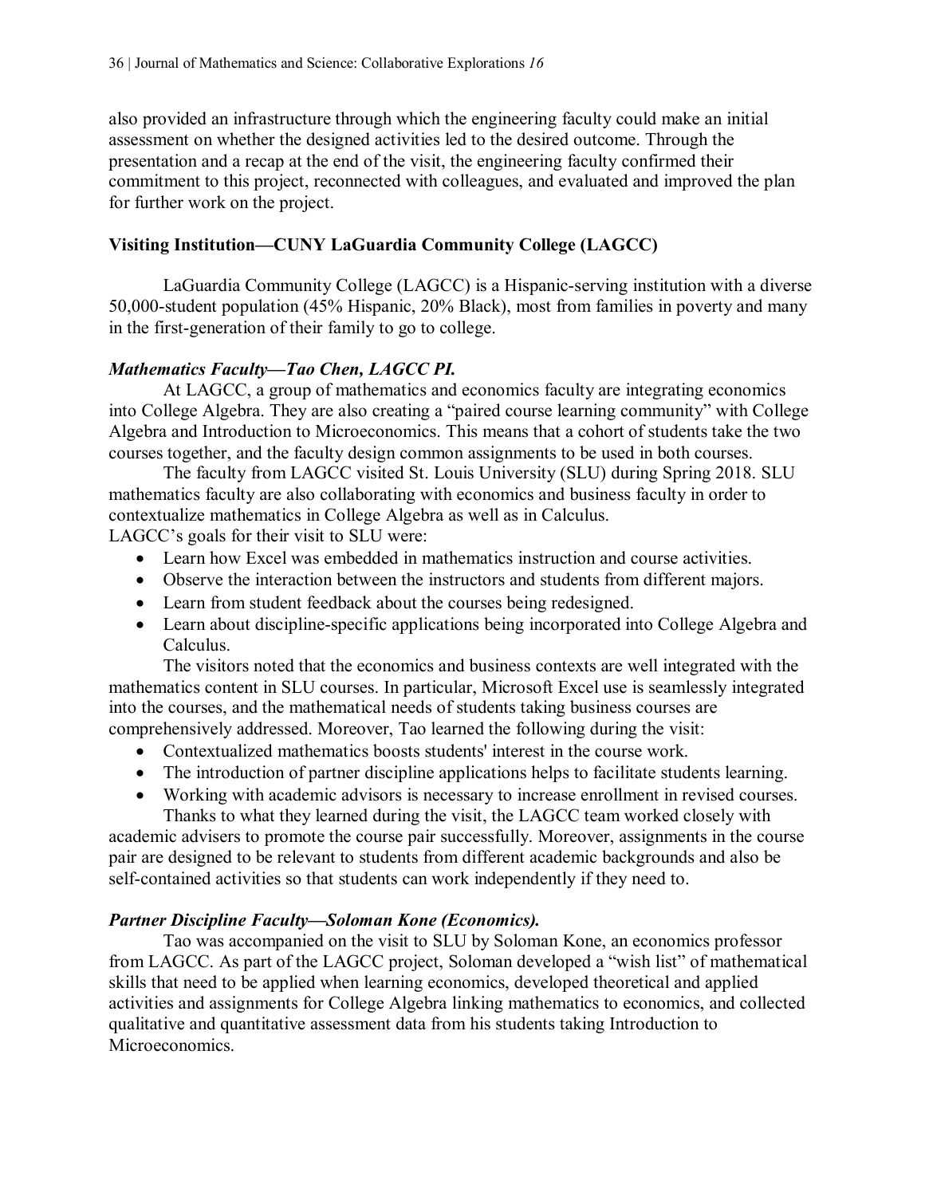also provided an infrastructure through which the engineering faculty could make an initial assessment on whether the designed activities led to the desired outcome. Through the presentation and a recap at the end of the visit, the engineering faculty confirmed their commitment to this project, reconnected with colleagues, and evaluated and improved the plan for further work on the project.

### Visiting Institution—CUNY LaGuardia Community College (LAGCC)

LaGuardia Community College (LAGCC) is a Hispanic-serving institution with a diverse 50,000-student population (45% Hispanic, 20% Black), most from families in poverty and many in the first-generation of their family to go to college.

#### *Mathematics Faculty—Tao Chen, LAGCC PI.*

At LAGCC, a group of mathematics and economics faculty are integrating economics into College Algebra. They are also creating a "paired course learning community" with College Algebra and Introduction to Microeconomics. This means that a cohort of students take the two courses together, and the faculty design common assignments to be used in both courses.

The faculty from LAGCC visited St. Louis University (SLU) during Spring 2018. SLU mathematics faculty are also collaborating with economics and business faculty in order to contextualize mathematics in College Algebra as well as in Calculus.

LAGCC's goals for their visit to SLU were:

- Learn how Excel was embedded in mathematics instruction and course activities.
- Observe the interaction between the instructors and students from different majors.
- Learn from student feedback about the courses being redesigned.
- Learn about discipline-specific applications being incorporated into College Algebra and Calculus.

The visitors noted that the economics and business contexts are well integrated with the mathematics content in SLU courses. In particular, Microsoft Excel use is seamlessly integrated into the courses, and the mathematical needs of students taking business courses are comprehensively addressed. Moreover, Tao learned the following during the visit:

- Contextualized mathematics boosts students' interest in the course work.
- The introduction of partner discipline applications helps to facilitate students learning.
- Working with academic advisors is necessary to increase enrollment in revised courses.

Thanks to what they learned during the visit, the LAGCC team worked closely with academic advisers to promote the course pair successfully. Moreover, assignments in the course pair are designed to be relevant to students from different academic backgrounds and also be self-contained activities so that students can work independently if they need to.

#### *Partner Discipline Faculty—Soloman Kone (Economics).*

Tao was accompanied on the visit to SLU by Soloman Kone, an economics professor from LAGCC. As part of the LAGCC project, Soloman developed a "wish list" of mathematical skills that need to be applied when learning economics, developed theoretical and applied activities and assignments for College Algebra linking mathematics to economics, and collected qualitative and quantitative assessment data from his students taking Introduction to Microeconomics.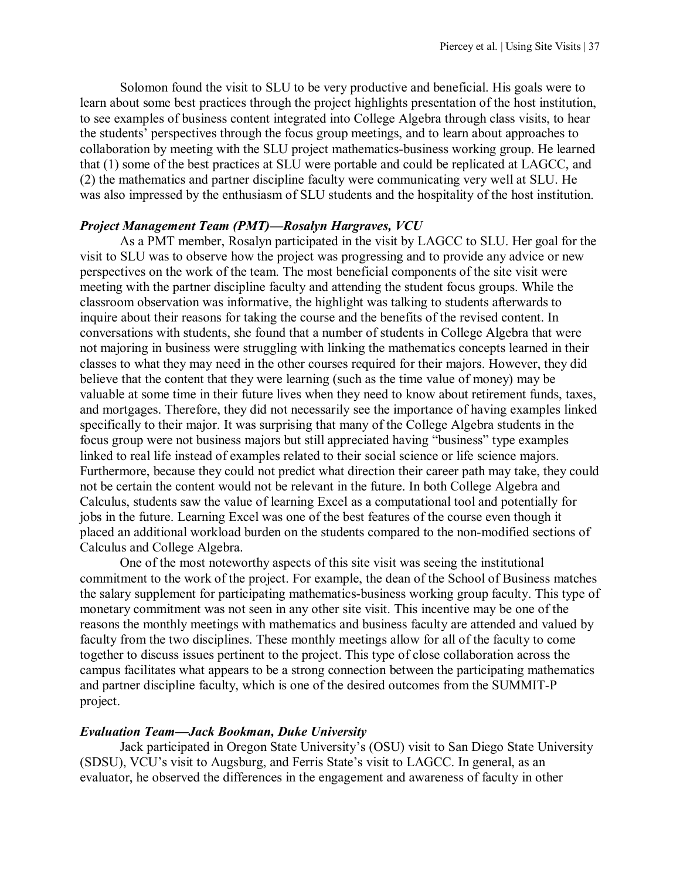Solomon found the visit to SLU to be very productive and beneficial. His goals were to learn about some best practices through the project highlights presentation of the host institution, to see examples of business content integrated into College Algebra through class visits, to hear the students' perspectives through the focus group meetings, and to learn about approaches to collaboration by meeting with the SLU project mathematics-business working group. He learned that (1) some of the best practices at SLU were portable and could be replicated at LAGCC, and (2) the mathematics and partner discipline faculty were communicating very well at SLU. He was also impressed by the enthusiasm of SLU students and the hospitality of the host institution.

***Project Management Team (PMT)—Rosalyn Hargraves, VCU***

As a PMT member, Rosalyn participated in the visit by LAGCC to SLU. Her goal for the visit to SLU was to observe how the project was progressing and to provide any advice or new perspectives on the work of the team. The most beneficial components of the site visit were meeting with the partner discipline faculty and attending the student focus groups. While the classroom observation was informative, the highlight was talking to students afterwards to inquire about their reasons for taking the course and the benefits of the revised content. In conversations with students, she found that a number of students in College Algebra that were not majoring in business were struggling with linking the mathematics concepts learned in their classes to what they may need in the other courses required for their majors. However, they did believe that the content that they were learning (such as the time value of money) may be valuable at some time in their future lives when they need to know about retirement funds, taxes, and mortgages. Therefore, they did not necessarily see the importance of having examples linked specifically to their major. It was surprising that many of the College Algebra students in the focus group were not business majors but still appreciated having "business" type examples linked to real life instead of examples related to their social science or life science majors. Furthermore, because they could not predict what direction their career path may take, they could not be certain the content would not be relevant in the future. In both College Algebra and Calculus, students saw the value of learning Excel as a computational tool and potentially for jobs in the future. Learning Excel was one of the best features of the course even though it placed an additional workload burden on the students compared to the non-modified sections of Calculus and College Algebra.

One of the most noteworthy aspects of this site visit was seeing the institutional commitment to the work of the project. For example, the dean of the School of Business matches the salary supplement for participating mathematics-business working group faculty. This type of monetary commitment was not seen in any other site visit. This incentive may be one of the reasons the monthly meetings with mathematics and business faculty are attended and valued by faculty from the two disciplines. These monthly meetings allow for all of the faculty to come together to discuss issues pertinent to the project. This type of close collaboration across the campus facilitates what appears to be a strong connection between the participating mathematics and partner discipline faculty, which is one of the desired outcomes from the SUMMIT-P project.

***Evaluation Team—Jack Bookman, Duke University***

Jack participated in Oregon State University's (OSU) visit to San Diego State University (SDSU), VCU's visit to Augsburg, and Ferris State's visit to LAGCC. In general, as an evaluator, he observed the differences in the engagement and awareness of faculty in other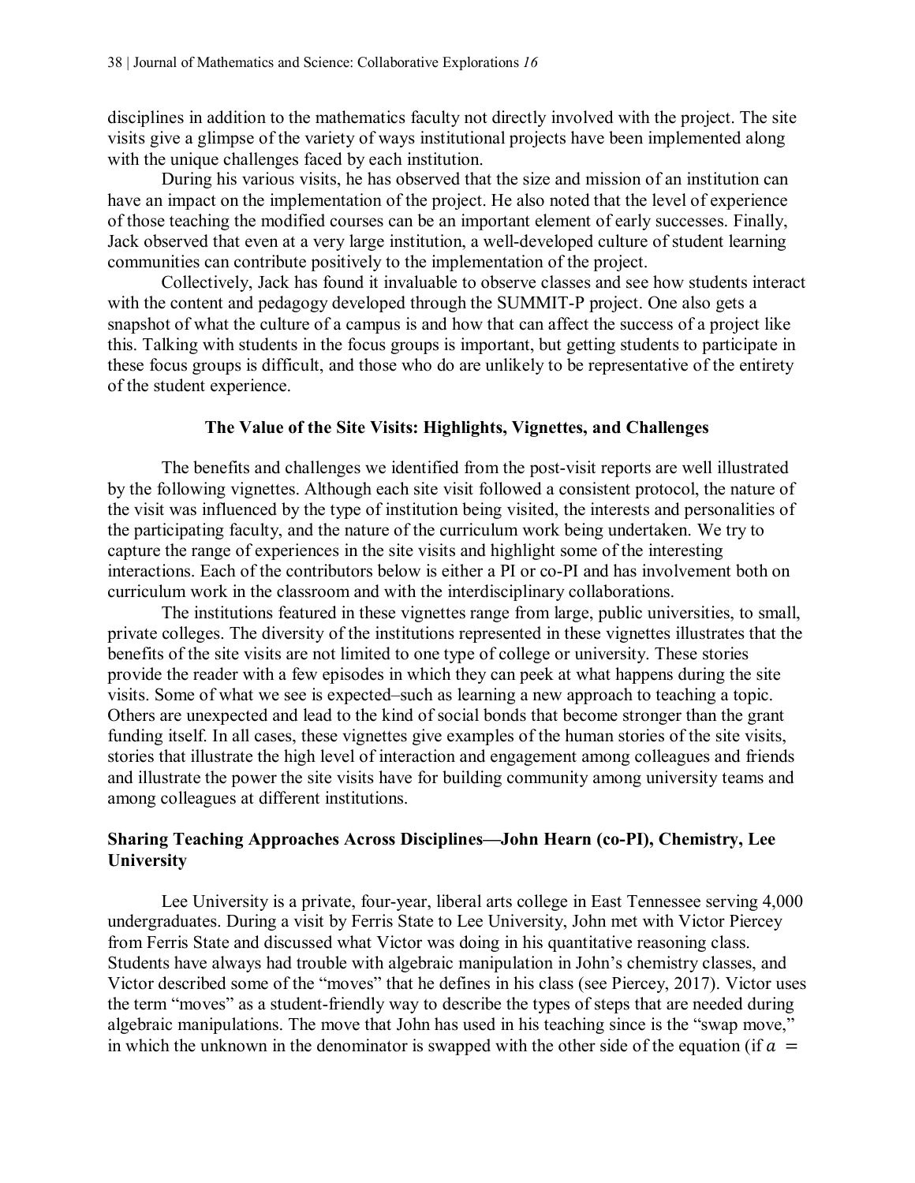disciplines in addition to the mathematics faculty not directly involved with the project. The site visits give a glimpse of the variety of ways institutional projects have been implemented along with the unique challenges faced by each institution.

During his various visits, he has observed that the size and mission of an institution can have an impact on the implementation of the project. He also noted that the level of experience of those teaching the modified courses can be an important element of early successes. Finally, Jack observed that even at a very large institution, a well-developed culture of student learning communities can contribute positively to the implementation of the project.

Collectively, Jack has found it invaluable to observe classes and see how students interact with the content and pedagogy developed through the SUMMIT-P project. One also gets a snapshot of what the culture of a campus is and how that can affect the success of a project like this. Talking with students in the focus groups is important, but getting students to participate in these focus groups is difficult, and those who do are unlikely to be representative of the entirety of the student experience.

## The Value of the Site Visits: Highlights, Vignettes, and Challenges

The benefits and challenges we identified from the post-visit reports are well illustrated by the following vignettes. Although each site visit followed a consistent protocol, the nature of the visit was influenced by the type of institution being visited, the interests and personalities of the participating faculty, and the nature of the curriculum work being undertaken. We try to capture the range of experiences in the site visits and highlight some of the interesting interactions. Each of the contributors below is either a PI or co-PI and has involvement both on curriculum work in the classroom and with the interdisciplinary collaborations.

The institutions featured in these vignettes range from large, public universities, to small, private colleges. The diversity of the institutions represented in these vignettes illustrates that the benefits of the site visits are not limited to one type of college or university. These stories provide the reader with a few episodes in which they can peek at what happens during the site visits. Some of what we see is expected–such as learning a new approach to teaching a topic. Others are unexpected and lead to the kind of social bonds that become stronger than the grant funding itself. In all cases, these vignettes give examples of the human stories of the site visits, stories that illustrate the high level of interaction and engagement among colleagues and friends and illustrate the power the site visits have for building community among university teams and among colleagues at different institutions.

### Sharing Teaching Approaches Across Disciplines—John Hearn (co-PI), Chemistry, Lee University

Lee University is a private, four-year, liberal arts college in East Tennessee serving 4,000 undergraduates. During a visit by Ferris State to Lee University, John met with Victor Piercey from Ferris State and discussed what Victor was doing in his quantitative reasoning class. Students have always had trouble with algebraic manipulation in John's chemistry classes, and Victor described some of the "moves" that he defines in his class (see Piercey, 2017). Victor uses the term "moves" as a student-friendly way to describe the types of steps that are needed during algebraic manipulations. The move that John has used in his teaching since is the "swap move," in which the unknown in the denominator is swapped with the other side of the equation (if $a =$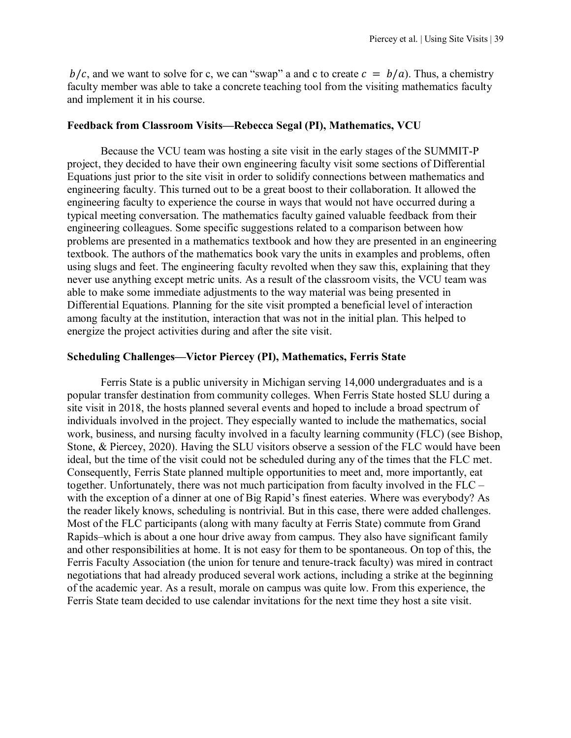$b/c$, and we want to solve for c, we can "swap" a and c to create $c = b/a$). Thus, a chemistry faculty member was able to take a concrete teaching tool from the visiting mathematics faculty and implement it in his course.

### Feedback from Classroom Visits—Rebecca Segal (PI), Mathematics, VCU

Because the VCU team was hosting a site visit in the early stages of the SUMMIT-P project, they decided to have their own engineering faculty visit some sections of Differential Equations just prior to the site visit in order to solidify connections between mathematics and engineering faculty. This turned out to be a great boost to their collaboration. It allowed the engineering faculty to experience the course in ways that would not have occurred during a typical meeting conversation. The mathematics faculty gained valuable feedback from their engineering colleagues. Some specific suggestions related to a comparison between how problems are presented in a mathematics textbook and how they are presented in an engineering textbook. The authors of the mathematics book vary the units in examples and problems, often using slugs and feet. The engineering faculty revolted when they saw this, explaining that they never use anything except metric units. As a result of the classroom visits, the VCU team was able to make some immediate adjustments to the way material was being presented in Differential Equations. Planning for the site visit prompted a beneficial level of interaction among faculty at the institution, interaction that was not in the initial plan. This helped to energize the project activities during and after the site visit.

### Scheduling Challenges—Victor Piercey (PI), Mathematics, Ferris State

Ferris State is a public university in Michigan serving 14,000 undergraduates and is a popular transfer destination from community colleges. When Ferris State hosted SLU during a site visit in 2018, the hosts planned several events and hoped to include a broad spectrum of individuals involved in the project. They especially wanted to include the mathematics, social work, business, and nursing faculty involved in a faculty learning community (FLC) (see Bishop, Stone, & Piercey, 2020). Having the SLU visitors observe a session of the FLC would have been ideal, but the time of the visit could not be scheduled during any of the times that the FLC met. Consequently, Ferris State planned multiple opportunities to meet and, more importantly, eat together. Unfortunately, there was not much participation from faculty involved in the FLC – with the exception of a dinner at one of Big Rapid's finest eateries. Where was everybody? As the reader likely knows, scheduling is nontrivial. But in this case, there were added challenges. Most of the FLC participants (along with many faculty at Ferris State) commute from Grand Rapids–which is about a one hour drive away from campus. They also have significant family and other responsibilities at home. It is not easy for them to be spontaneous. On top of this, the Ferris Faculty Association (the union for tenure and tenure-track faculty) was mired in contract negotiations that had already produced several work actions, including a strike at the beginning of the academic year. As a result, morale on campus was quite low. From this experience, the Ferris State team decided to use calendar invitations for the next time they host a site visit.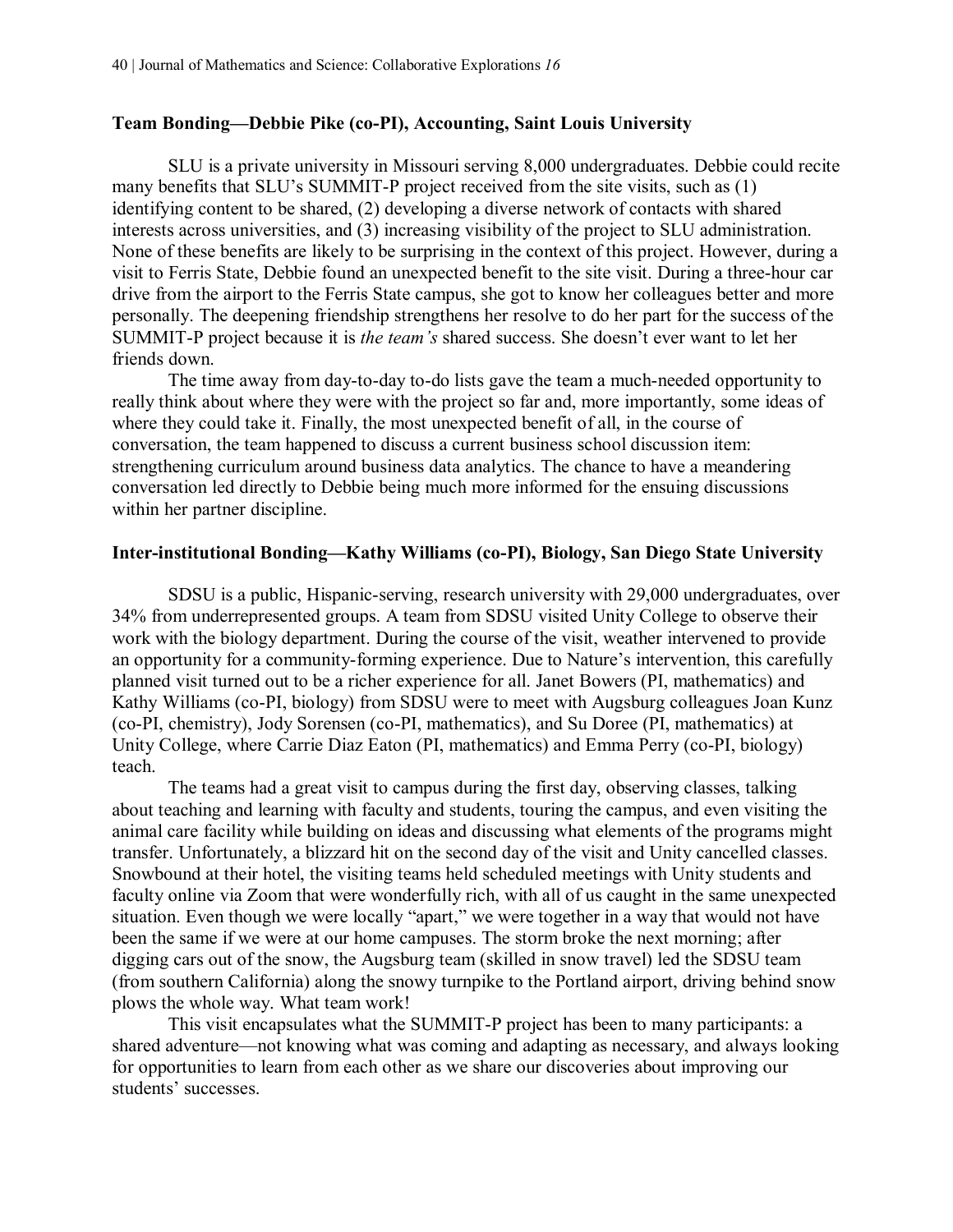**Team Bonding—Debbie Pike (co-PI), Accounting, Saint Louis University**

SLU is a private university in Missouri serving 8,000 undergraduates. Debbie could recite many benefits that SLU's SUMMIT-P project received from the site visits, such as (1) identifying content to be shared, (2) developing a diverse network of contacts with shared interests across universities, and (3) increasing visibility of the project to SLU administration. None of these benefits are likely to be surprising in the context of this project. However, during a visit to Ferris State, Debbie found an unexpected benefit to the site visit. During a three-hour car drive from the airport to the Ferris State campus, she got to know her colleagues better and more personally. The deepening friendship strengthens her resolve to do her part for the success of the SUMMIT-P project because it is *the team's* shared success. She doesn't ever want to let her friends down.

The time away from day-to-day to-do lists gave the team a much-needed opportunity to really think about where they were with the project so far and, more importantly, some ideas of where they could take it. Finally, the most unexpected benefit of all, in the course of conversation, the team happened to discuss a current business school discussion item: strengthening curriculum around business data analytics. The chance to have a meandering conversation led directly to Debbie being much more informed for the ensuing discussions within her partner discipline.

**Inter-institutional Bonding—Kathy Williams (co-PI), Biology, San Diego State University**

SDSU is a public, Hispanic-serving, research university with 29,000 undergraduates, over 34% from underrepresented groups. A team from SDSU visited Unity College to observe their work with the biology department. During the course of the visit, weather intervened to provide an opportunity for a community-forming experience. Due to Nature's intervention, this carefully planned visit turned out to be a richer experience for all. Janet Bowers (PI, mathematics) and Kathy Williams (co-PI, biology) from SDSU were to meet with Augsburg colleagues Joan Kunz (co-PI, chemistry), Jody Sorensen (co-PI, mathematics), and Su Doree (PI, mathematics) at Unity College, where Carrie Diaz Eaton (PI, mathematics) and Emma Perry (co-PI, biology) teach.

The teams had a great visit to campus during the first day, observing classes, talking about teaching and learning with faculty and students, touring the campus, and even visiting the animal care facility while building on ideas and discussing what elements of the programs might transfer. Unfortunately, a blizzard hit on the second day of the visit and Unity cancelled classes. Snowbound at their hotel, the visiting teams held scheduled meetings with Unity students and faculty online via Zoom that were wonderfully rich, with all of us caught in the same unexpected situation. Even though we were locally "apart," we were together in a way that would not have been the same if we were at our home campuses. The storm broke the next morning; after digging cars out of the snow, the Augsburg team (skilled in snow travel) led the SDSU team (from southern California) along the snowy turnpike to the Portland airport, driving behind snow plows the whole way. What team work!

This visit encapsulates what the SUMMIT-P project has been to many participants: a shared adventure—not knowing what was coming and adapting as necessary, and always looking for opportunities to learn from each other as we share our discoveries about improving our students' successes.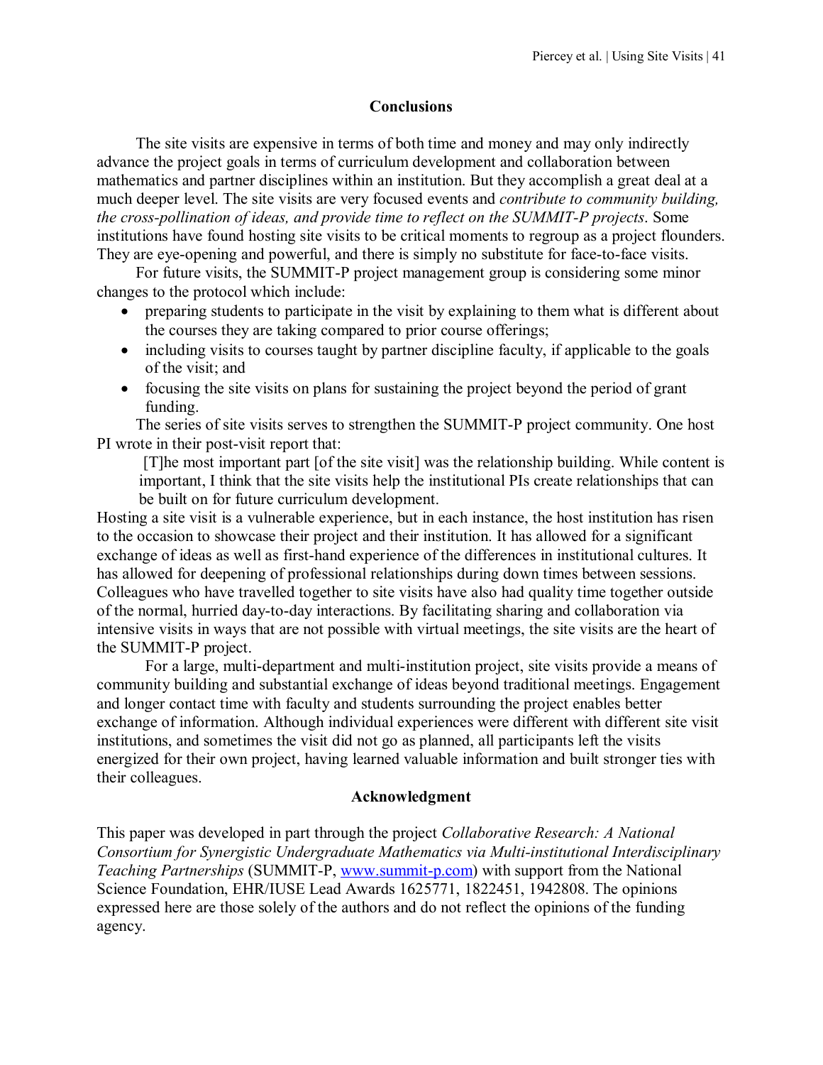## Conclusions

The site visits are expensive in terms of both time and money and may only indirectly advance the project goals in terms of curriculum development and collaboration between mathematics and partner disciplines within an institution. But they accomplish a great deal at a much deeper level. The site visits are very focused events and *contribute to community building, the cross-pollination of ideas, and provide time to reflect on the SUMMIT-P projects*. Some institutions have found hosting site visits to be critical moments to regroup as a project flounders. They are eye-opening and powerful, and there is simply no substitute for face-to-face visits.

For future visits, the SUMMIT-P project management group is considering some minor changes to the protocol which include:

- preparing students to participate in the visit by explaining to them what is different about the courses they are taking compared to prior course offerings;
- including visits to courses taught by partner discipline faculty, if applicable to the goals of the visit; and
- focusing the site visits on plans for sustaining the project beyond the period of grant funding.

The series of site visits serves to strengthen the SUMMIT-P project community. One host PI wrote in their post-visit report that:

> [T]he most important part [of the site visit] was the relationship building. While content is important, I think that the site visits help the institutional PIs create relationships that can be built on for future curriculum development.

Hosting a site visit is a vulnerable experience, but in each instance, the host institution has risen to the occasion to showcase their project and their institution. It has allowed for a significant exchange of ideas as well as first-hand experience of the differences in institutional cultures. It has allowed for deepening of professional relationships during down times between sessions. Colleagues who have travelled together to site visits have also had quality time together outside of the normal, hurried day-to-day interactions. By facilitating sharing and collaboration via intensive visits in ways that are not possible with virtual meetings, the site visits are the heart of the SUMMIT-P project.

For a large, multi-department and multi-institution project, site visits provide a means of community building and substantial exchange of ideas beyond traditional meetings. Engagement and longer contact time with faculty and students surrounding the project enables better exchange of information. Although individual experiences were different with different site visit institutions, and sometimes the visit did not go as planned, all participants left the visits energized for their own project, having learned valuable information and built stronger ties with their colleagues.

## Acknowledgment

This paper was developed in part through the project *Collaborative Research: A National Consortium for Synergistic Undergraduate Mathematics via Multi-institutional Interdisciplinary Teaching Partnerships* (SUMMIT-P, [www.summit-p.com](www.summit-p.com)) with support from the National Science Foundation, EHR/IUSE Lead Awards 1625771, 1822451, 1942808. The opinions expressed here are those solely of the authors and do not reflect the opinions of the funding agency.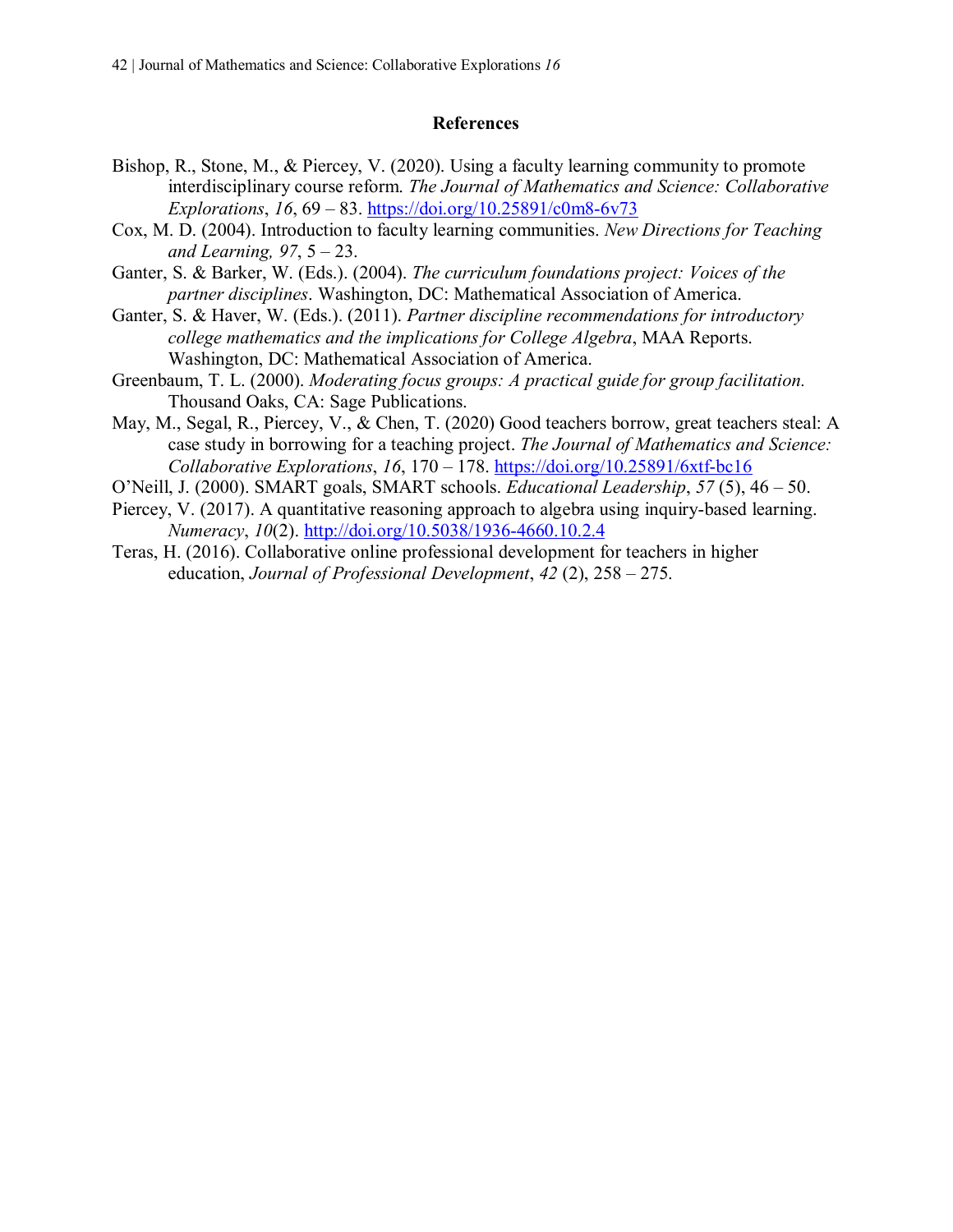## References

Bishop, R., Stone, M., & Piercey, V. (2020). Using a faculty learning community to promote interdisciplinary course reform. *The Journal of Mathematics and Science: Collaborative Explorations*, *16*, 69 – 83. https://doi.org/10.25891/c0m8-6v73

Cox, M. D. (2004). Introduction to faculty learning communities. *New Directions for Teaching and Learning, 97*, 5 – 23.

Ganter, S. & Barker, W. (Eds.). (2004). *The curriculum foundations project: Voices of the partner disciplines*. Washington, DC: Mathematical Association of America.

Ganter, S. & Haver, W. (Eds.). (2011). *Partner discipline recommendations for introductory college mathematics and the implications for College Algebra*, MAA Reports. Washington, DC: Mathematical Association of America.

Greenbaum, T. L. (2000). *Moderating focus groups: A practical guide for group facilitation.* Thousand Oaks, CA: Sage Publications.

May, M., Segal, R., Piercey, V., & Chen, T. (2020) Good teachers borrow, great teachers steal: A case study in borrowing for a teaching project. *The Journal of Mathematics and Science: Collaborative Explorations*, *16*, 170 – 178. https://doi.org/10.25891/6xtf-bc16

O'Neill, J. (2000). SMART goals, SMART schools. *Educational Leadership*, *57* (5), 46 – 50.

Piercey, V. (2017). A quantitative reasoning approach to algebra using inquiry-based learning. *Numeracy*, *10*(2). http://doi.org/10.5038/1936-4660.10.2.4

Teras, H. (2016). Collaborative online professional development for teachers in higher education, *Journal of Professional Development*, *42* (2), 258 – 275.